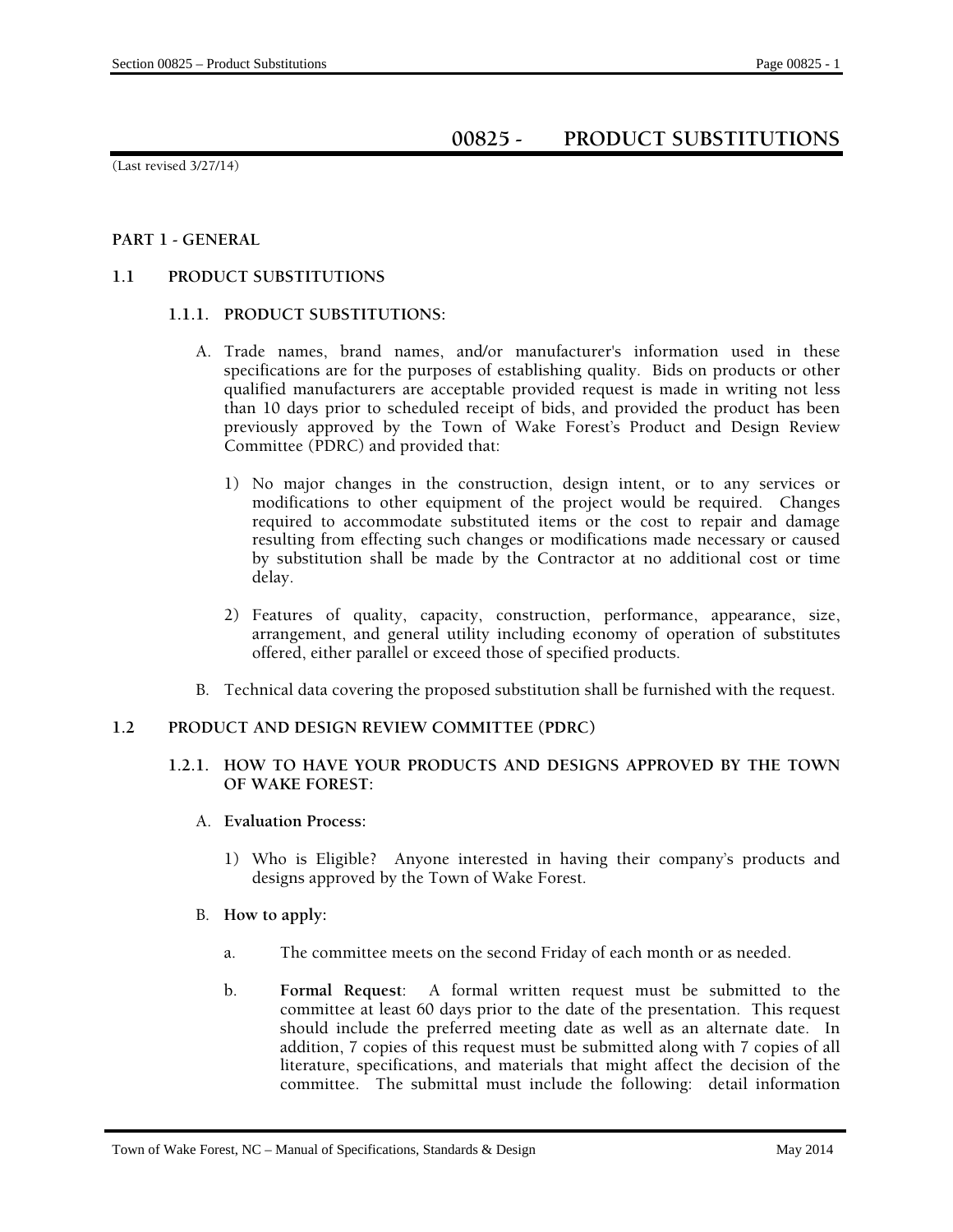# 00825 - PRODUCT SUBSTITUTIONS

(Last revised 3/27/14)

## PART 1 - GENERAL

### 1.1 PRODUCT SUBSTITUTIONS

#### 1.1.1. PRODUCT SUBSTITUTIONS:

A. Trade names, brand names, and/or manufacturer's information used in these specifications are for the purposes of establishing quality. Bids on products or other qualified manufacturers are acceptable provided request is made in writing not less than 10 days prior to scheduled receipt of bids, and provided the product has been previously approved by the Town of Wake Forest's Product and Design Review Committee (PDRC) and provided that:

   1) No major changes in the construction, design intent, or to any services or modifications to other equipment of the project would be required. Changes required to accommodate substituted items or the cost to repair and damage resulting from effecting such changes or modifications made necessary or caused by substitution shall be made by the Contractor at no additional cost or time delay.

   2) Features of quality, capacity, construction, performance, appearance, size, arrangement, and general utility including economy of operation of substitutes offered, either parallel or exceed those of specified products.

B. Technical data covering the proposed substitution shall be furnished with the request.

### 1.2 PRODUCT AND DESIGN REVIEW COMMITTEE (PDRC)

#### 1.2.1. HOW TO HAVE YOUR PRODUCTS AND DESIGNS APPROVED BY THE TOWN OF WAKE FOREST:

A. **Evaluation Process:**

   1) Who is Eligible? Anyone interested in having their company's products and designs approved by the Town of Wake Forest.

B. **How to apply:**

   a. The committee meets on the second Friday of each month or as needed.

   b. **Formal Request**: A formal written request must be submitted to the committee at least 60 days prior to the date of the presentation. This request should include the preferred meeting date as well as an alternate date. In addition, 7 copies of this request must be submitted along with 7 copies of all literature, specifications, and materials that might affect the decision of the committee. The submittal must include the following: detail information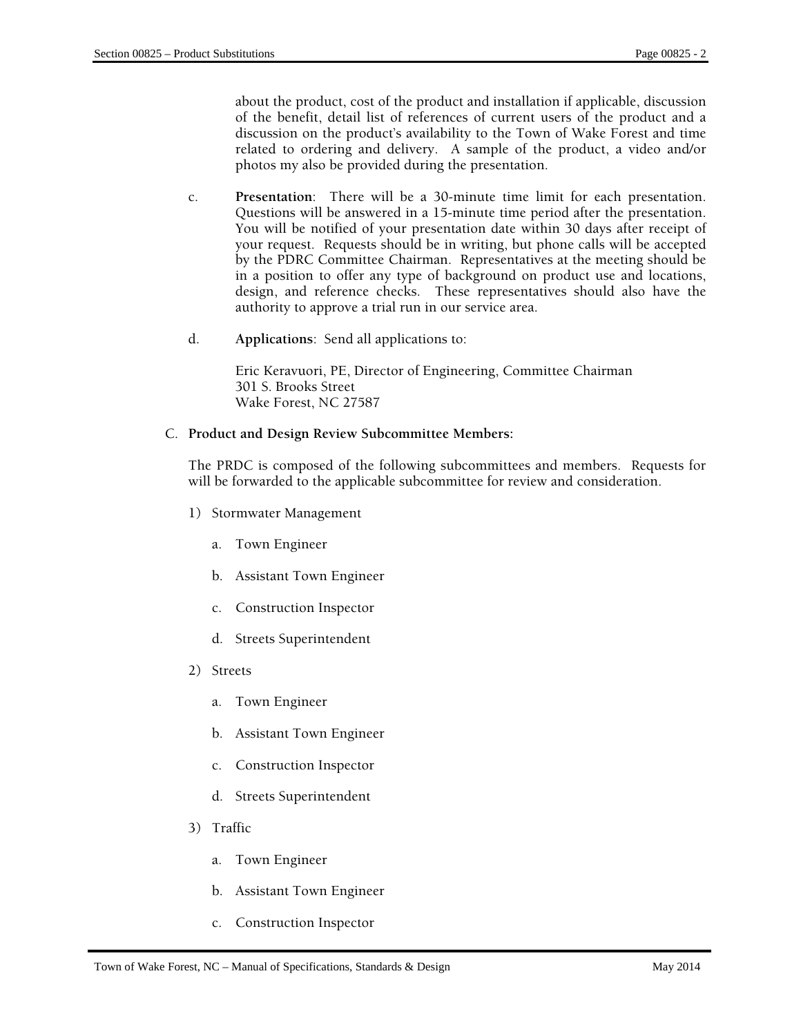about the product, cost of the product and installation if applicable, discussion of the benefit, detail list of references of current users of the product and a discussion on the product's availability to the Town of Wake Forest and time related to ordering and delivery. A sample of the product, a video and/or photos my also be provided during the presentation.

c. **Presentation**: There will be a 30-minute time limit for each presentation. Questions will be answered in a 15-minute time period after the presentation. You will be notified of your presentation date within 30 days after receipt of your request. Requests should be in writing, but phone calls will be accepted by the PDRC Committee Chairman. Representatives at the meeting should be in a position to offer any type of background on product use and locations, design, and reference checks. These representatives should also have the authority to approve a trial run in our service area.

d. **Applications**: Send all applications to:

Eric Keravuori, PE, Director of Engineering, Committee Chairman
301 S. Brooks Street
Wake Forest, NC 27587

C. **Product and Design Review Subcommittee Members:**

The PRDC is composed of the following subcommittees and members. Requests for will be forwarded to the applicable subcommittee for review and consideration.

1) Stormwater Management

   a. Town Engineer

   b. Assistant Town Engineer

   c. Construction Inspector

   d. Streets Superintendent

2) Streets

   a. Town Engineer

   b. Assistant Town Engineer

   c. Construction Inspector

   d. Streets Superintendent

3) Traffic

   a. Town Engineer

   b. Assistant Town Engineer

   c. Construction Inspector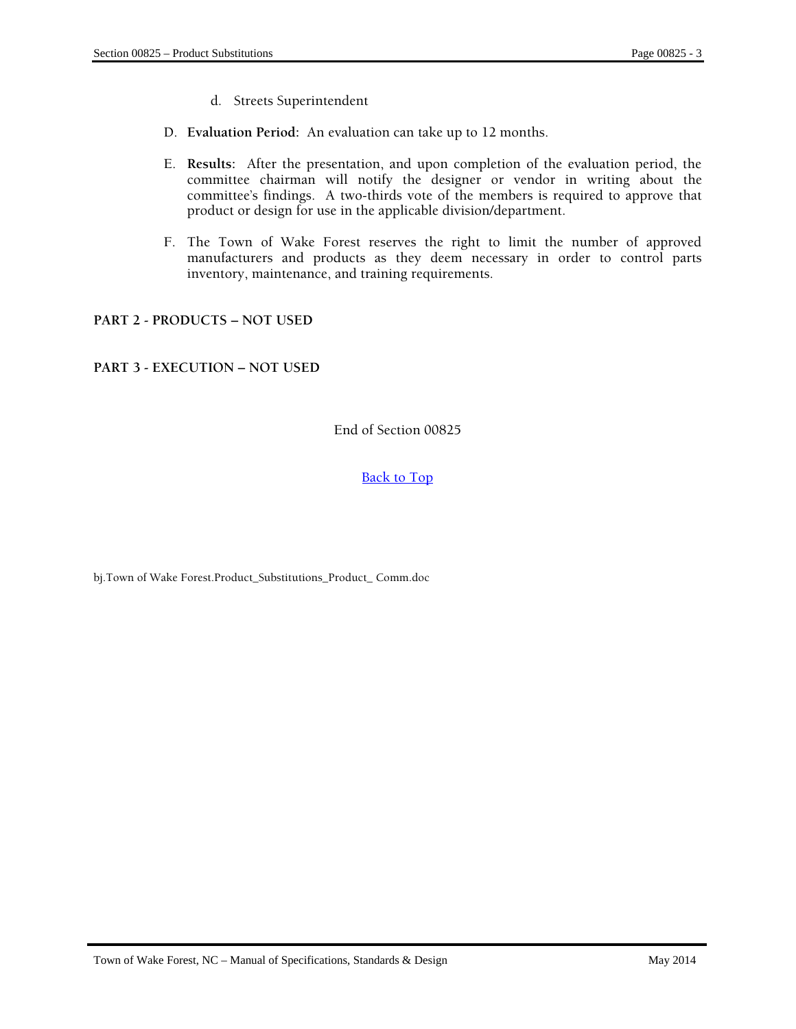d. Streets Superintendent

D. **Evaluation Period:** An evaluation can take up to 12 months.

E. **Results:** After the presentation, and upon completion of the evaluation period, the committee chairman will notify the designer or vendor in writing about the committee's findings. A two-thirds vote of the members is required to approve that product or design for use in the applicable division/department.

F. The Town of Wake Forest reserves the right to limit the number of approved manufacturers and products as they deem necessary in order to control parts inventory, maintenance, and training requirements.

## PART 2 - PRODUCTS – NOT USED

## PART 3 - EXECUTION – NOT USED

End of Section 00825

Back to Top

bj.Town of Wake Forest.Product_Substitutions_Product_ Comm.doc